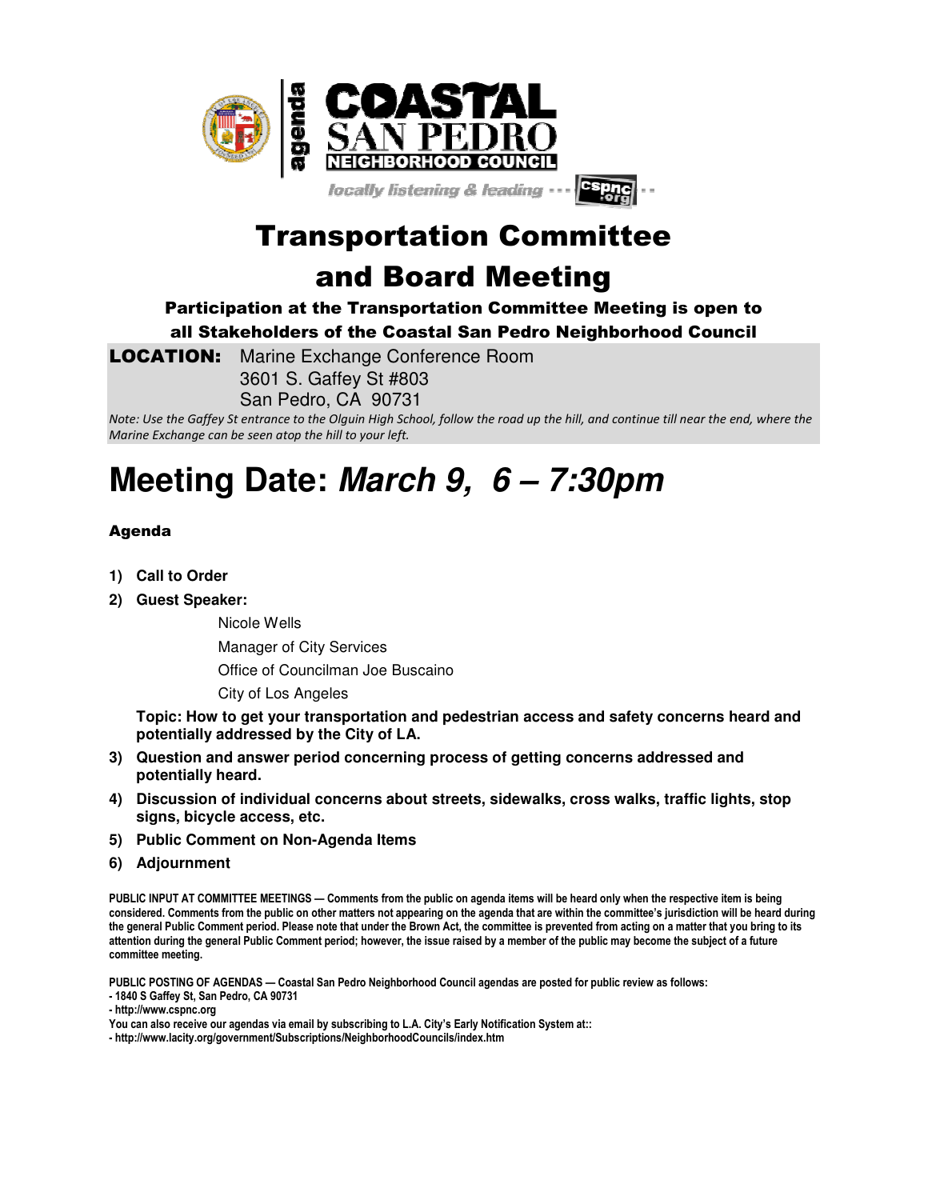agenda

# COASTAL SAN PEDRO NEIGHBORHOOD COUNCIL

*locally listening & leading --- cspnc.org --*

# Transportation Committee and Board Meeting

### Participation at the Transportation Committee Meeting is open to all Stakeholders of the Coastal San Pedro Neighborhood Council

**LOCATION:** Marine Exchange Conference Room
3601 S. Gaffey St #803
San Pedro, CA 90731

*Note: Use the Gaffey St entrance to the Olguin High School, follow the road up the hill, and continue till near the end, where the Marine Exchange can be seen atop the hill to your left.*

# Meeting Date: *March 9, 6 – 7:30pm*

### Agenda

1) **Call to Order**
2) **Guest Speaker:**

   Nicole Wells
   Manager of City Services
   Office of Councilman Joe Buscaino
   City of Los Angeles

   **Topic: How to get your transportation and pedestrian access and safety concerns heard and potentially addressed by the City of LA.**

3) **Question and answer period concerning process of getting concerns addressed and potentially heard.**
4) **Discussion of individual concerns about streets, sidewalks, cross walks, traffic lights, stop signs, bicycle access, etc.**
5) **Public Comment on Non-Agenda Items**
6) **Adjournment**

**PUBLIC INPUT AT COMMITTEE MEETINGS — Comments from the public on agenda items will be heard only when the respective item is being considered. Comments from the public on other matters not appearing on the agenda that are within the committee's jurisdiction will be heard during the general Public Comment period. Please note that under the Brown Act, the committee is prevented from acting on a matter that you bring to its attention during the general Public Comment period; however, the issue raised by a member of the public may become the subject of a future committee meeting.**

**PUBLIC POSTING OF AGENDAS — Coastal San Pedro Neighborhood Council agendas are posted for public review as follows:**
**- 1840 S Gaffey St, San Pedro, CA 90731**
**- http://www.cspnc.org**
**You can also receive our agendas via email by subscribing to L.A. City's Early Notification System at::**
**- http://www.lacity.org/government/Subscriptions/NeighborhoodCouncils/index.htm**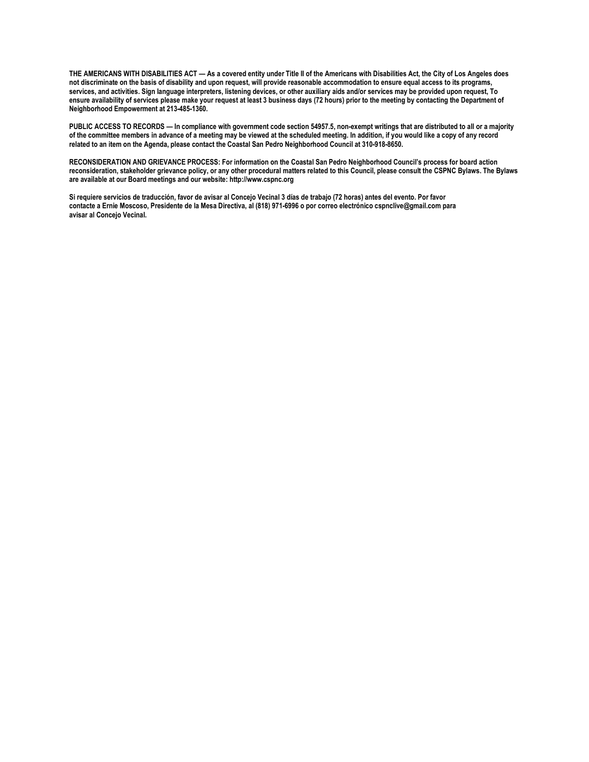**THE AMERICANS WITH DISABILITIES ACT — As a covered entity under Title II of the Americans with Disabilities Act, the City of Los Angeles does not discriminate on the basis of disability and upon request, will provide reasonable accommodation to ensure equal access to its programs, services, and activities. Sign language interpreters, listening devices, or other auxiliary aids and/or services may be provided upon request, To ensure availability of services please make your request at least 3 business days (72 hours) prior to the meeting by contacting the Department of Neighborhood Empowerment at 213-485-1360.**

**PUBLIC ACCESS TO RECORDS — In compliance with government code section 54957.5, non-exempt writings that are distributed to all or a majority of the committee members in advance of a meeting may be viewed at the scheduled meeting. In addition, if you would like a copy of any record related to an item on the Agenda, please contact the Coastal San Pedro Neighborhood Council at 310-918-8650.**

**RECONSIDERATION AND GRIEVANCE PROCESS: For information on the Coastal San Pedro Neighborhood Council's process for board action reconsideration, stakeholder grievance policy, or any other procedural matters related to this Council, please consult the CSPNC Bylaws. The Bylaws are available at our Board meetings and our website: http://www.cspnc.org**

**Si requiere servicios de traducción, favor de avisar al Concejo Vecinal 3 días de trabajo (72 horas) antes del evento. Por favor contacte a Ernie Moscoso, Presidente de la Mesa Directiva, al (818) 971-6996 o por correo electrónico cspnclive@gmail.com para avisar al Concejo Vecinal.**